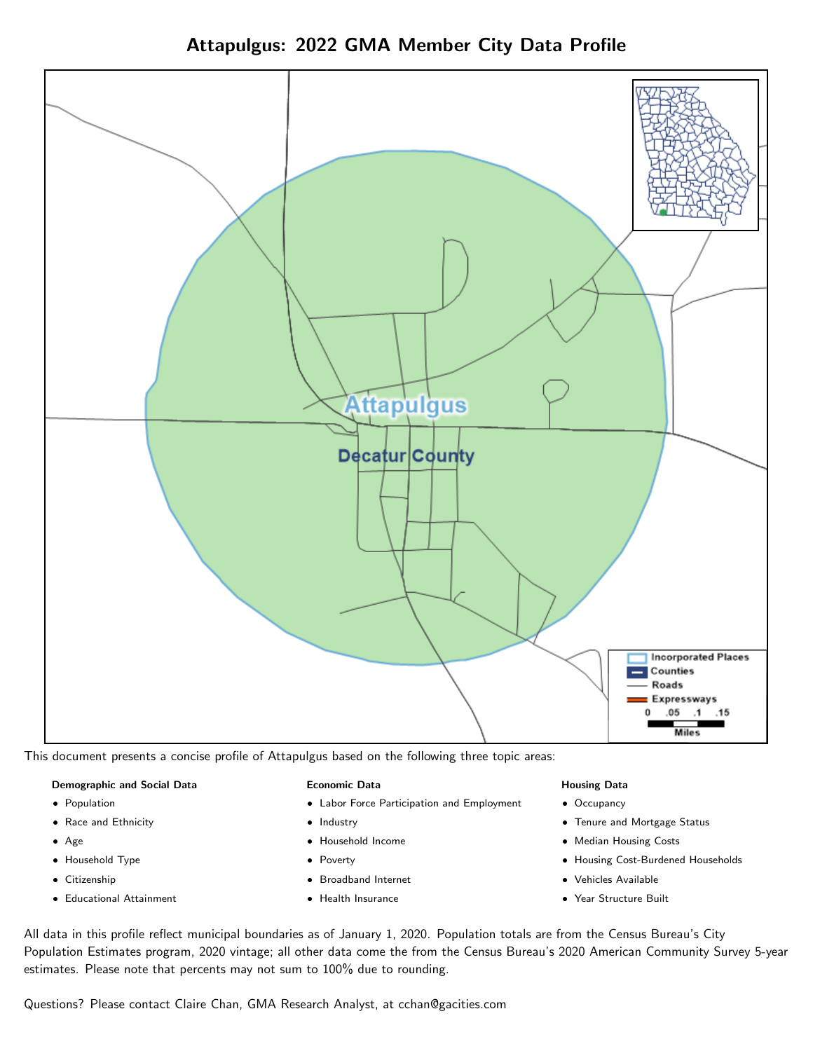# Attapulgus: 2022 GMA Member City Data Profile

This document presents a concise profile of Attapulgus based on the following three topic areas:

**Demographic and Social Data**

- Population
- Race and Ethnicity
- Age
- Household Type
- Citizenship
- Educational Attainment

**Economic Data**

- Labor Force Participation and Employment
- Industry
- Household Income
- Poverty
- Broadband Internet
- Health Insurance

**Housing Data**

- Occupancy
- Tenure and Mortgage Status
- Median Housing Costs
- Housing Cost-Burdened Households
- Vehicles Available
- Year Structure Built

All data in this profile reflect municipal boundaries as of January 1, 2020. Population totals are from the Census Bureau's City Population Estimates program, 2020 vintage; all other data come the from the Census Bureau's 2020 American Community Survey 5-year estimates. Please note that percents may not sum to 100% due to rounding.

Questions? Please contact Claire Chan, GMA Research Analyst, at cchan@gacities.com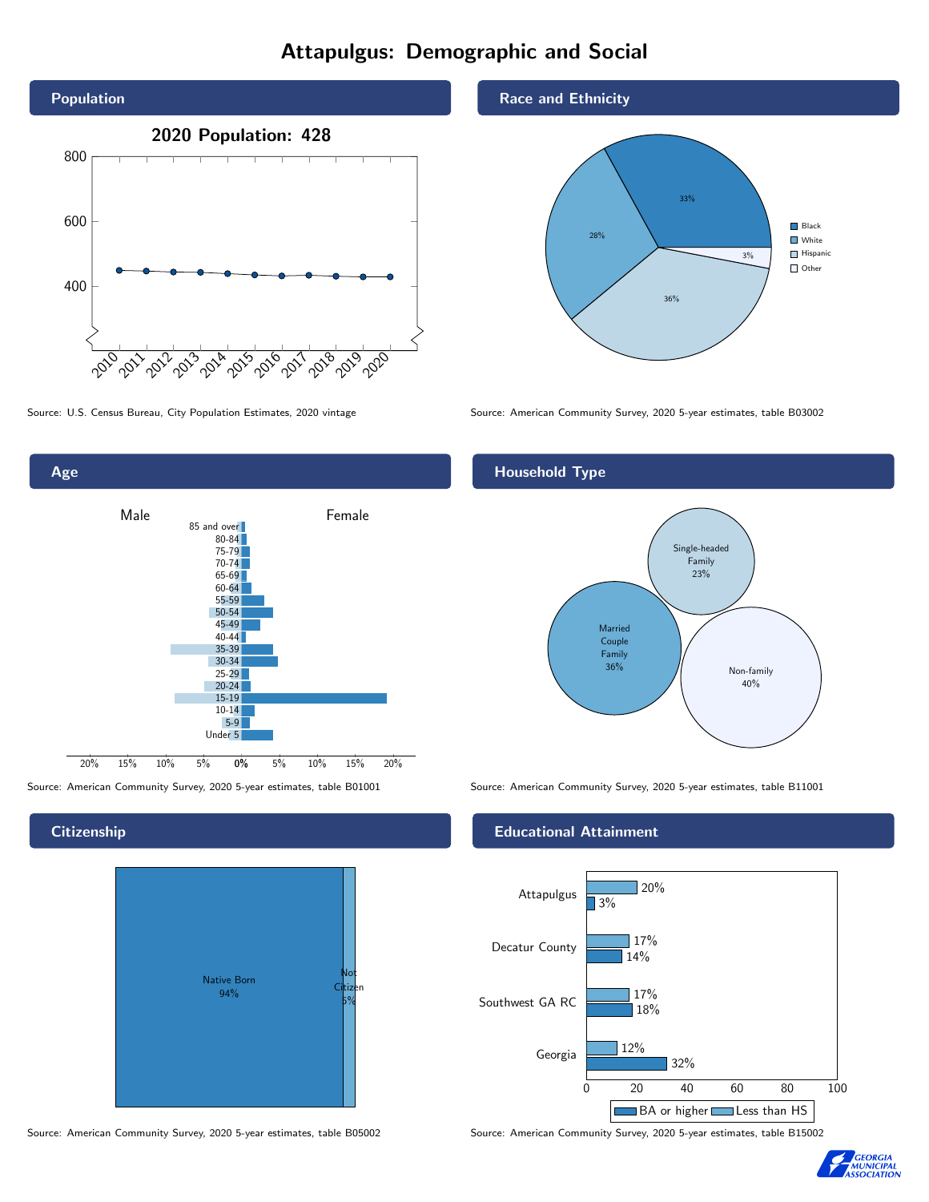# Attapulgus: Demographic and Social

## Population

2020 Population: 428

Source: U.S. Census Bureau, City Population Estimates, 2020 vintage

## Race and Ethnicity

| Group | Share |
|---|---|
| Black | 33% |
| White | 28% |
| Hispanic | 36% |
| Other | 3% |

Source: American Community Survey, 2020 5-year estimates, table B03002

## Age

Male / Female

Source: American Community Survey, 2020 5-year estimates, table B01001

## Household Type

| Household Type | Share |
|---|---|
| Single-headed Family | 23% |
| Married Couple Family | 36% |
| Non-family | 40% |

Source: American Community Survey, 2020 5-year estimates, table B11001

## Citizenship

| Status | Share |
|---|---|
| Native Born | 94% |
| Not Citizen | 5% |

Source: American Community Survey, 2020 5-year estimates, table B05002

## Educational Attainment

| Area | Less than HS | BA or higher |
|---|---|---|
| Attapulgus | 20% | 3% |
| Decatur County | 17% | 14% |
| Southwest GA RC | 17% | 18% |
| Georgia | 12% | 32% |

Source: American Community Survey, 2020 5-year estimates, table B15002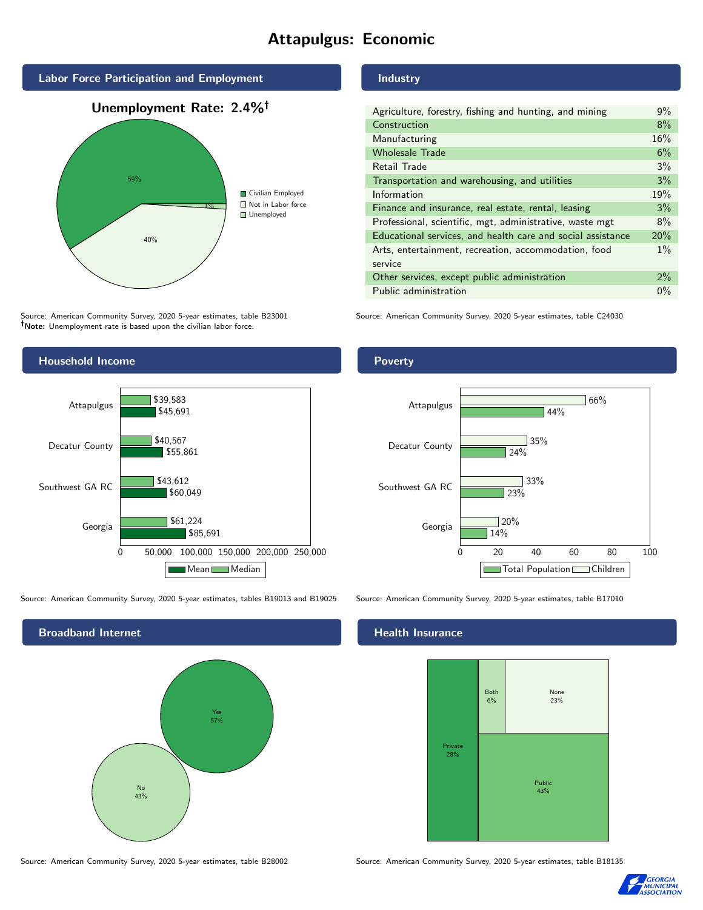# Attapulgus: Economic

## Labor Force Participation and Employment

**Unemployment Rate: 2.4%†**

| Category | Percent |
|---|---|
| Civilian Employed | 59% |
| Not in Labor force | 40% |
| Unemployed | 1% |

Source: American Community Survey, 2020 5-year estimates, table B23001
**†Note:** Unemployment rate is based upon the civilian labor force.

## Industry

| Industry | Percent |
|---|---|
| Agriculture, forestry, fishing and hunting, and mining | 9% |
| Construction | 8% |
| Manufacturing | 16% |
| Wholesale Trade | 6% |
| Retail Trade | 3% |
| Transportation and warehousing, and utilities | 3% |
| Information | 19% |
| Finance and insurance, real estate, rental, leasing | 3% |
| Professional, scientific, mgt, administrative, waste mgt | 8% |
| Educational services, and health care and social assistance | 20% |
| Arts, entertainment, recreation, accommodation, food service | 1% |
| Other services, except public administration | 2% |
| Public administration | 0% |

Source: American Community Survey, 2020 5-year estimates, table C24030

## Household Income

| | Median | Mean |
|---|---|---|
| Attapulgus | $39,583 | $45,691 |
| Decatur County | $40,567 | $55,861 |
| Southwest GA RC | $43,612 | $60,049 |
| Georgia | $61,224 | $85,691 |

Source: American Community Survey, 2020 5-year estimates, tables B19013 and B19025

## Poverty

| | Children | Total Population |
|---|---|---|
| Attapulgus | 66% | 44% |
| Decatur County | 35% | 24% |
| Southwest GA RC | 33% | 23% |
| Georgia | 20% | 14% |

Source: American Community Survey, 2020 5-year estimates, table B17010

## Broadband Internet

| | Percent |
|---|---|
| Yes | 57% |
| No | 43% |

Source: American Community Survey, 2020 5-year estimates, table B28002

## Health Insurance

| | Percent |
|---|---|
| Private | 28% |
| Both | 6% |
| None | 23% |
| Public | 43% |

Source: American Community Survey, 2020 5-year estimates, table B18135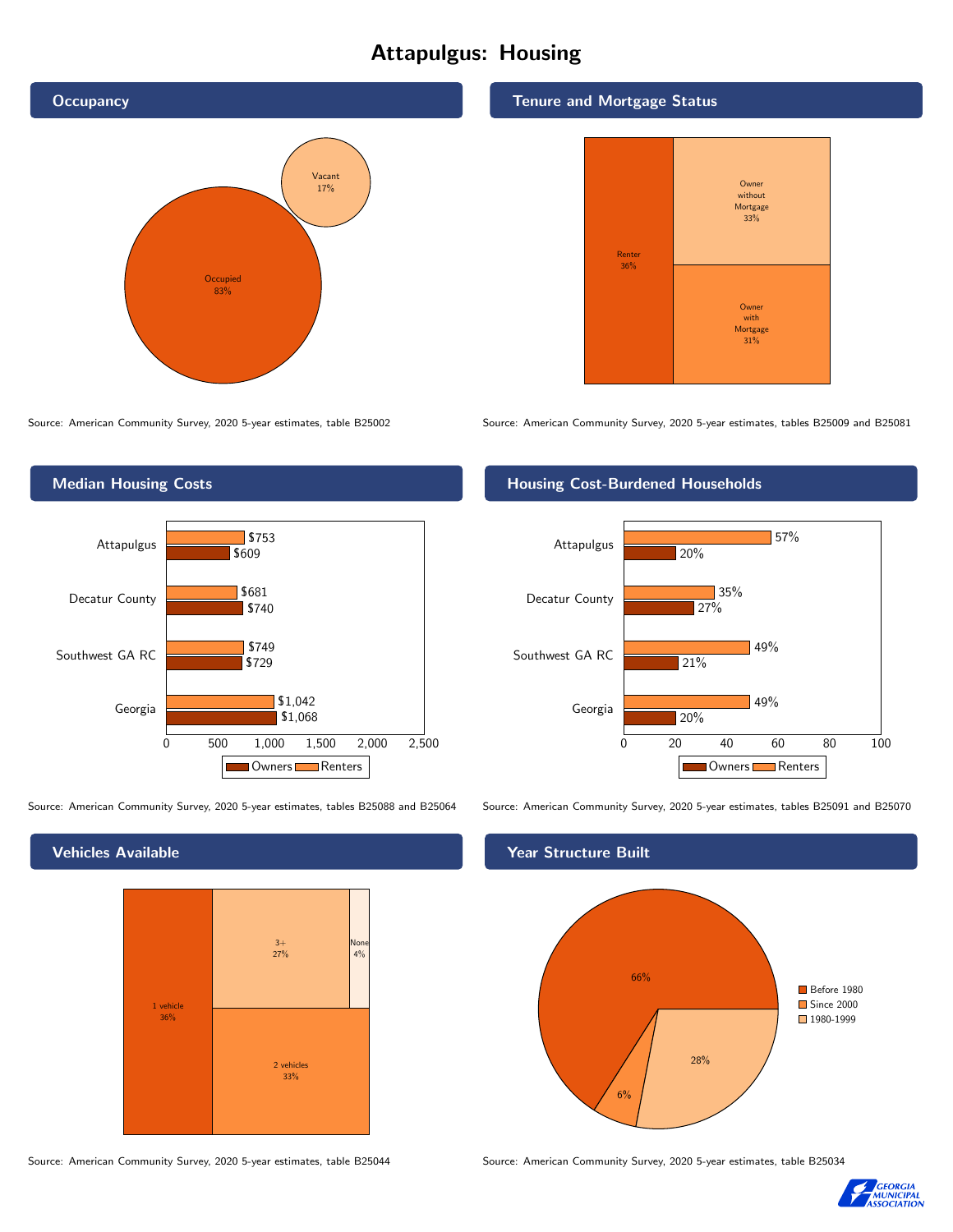# Attapulgus: Housing

## Occupancy

Vacant
17%

Occupied
83%

Source: American Community Survey, 2020 5-year estimates, table B25002

## Tenure and Mortgage Status

Renter
36%

Owner
without
Mortgage
33%

Owner
with
Mortgage
31%

Source: American Community Survey, 2020 5-year estimates, tables B25009 and B25081

## Median Housing Costs

Attapulgus
$753
$609

Decatur County
$681
$740

Southwest GA RC
$749
$729

Georgia
$1,042
$1,068

0 500 1,000 1,500 2,000 2,500

Owners Renters

Source: American Community Survey, 2020 5-year estimates, tables B25088 and B25064

## Housing Cost-Burdened Households

Attapulgus
57%
20%

Decatur County
35%
27%

Southwest GA RC
49%
21%

Georgia
49%
20%

0 20 40 60 80 100

Owners Renters

Source: American Community Survey, 2020 5-year estimates, tables B25091 and B25070

## Vehicles Available

1 vehicle
36%

3+
27%

None
4%

2 vehicles
33%

Source: American Community Survey, 2020 5-year estimates, table B25044

## Year Structure Built

66%

6%

28%

Before 1980
Since 2000
1980-1999

Source: American Community Survey, 2020 5-year estimates, table B25034